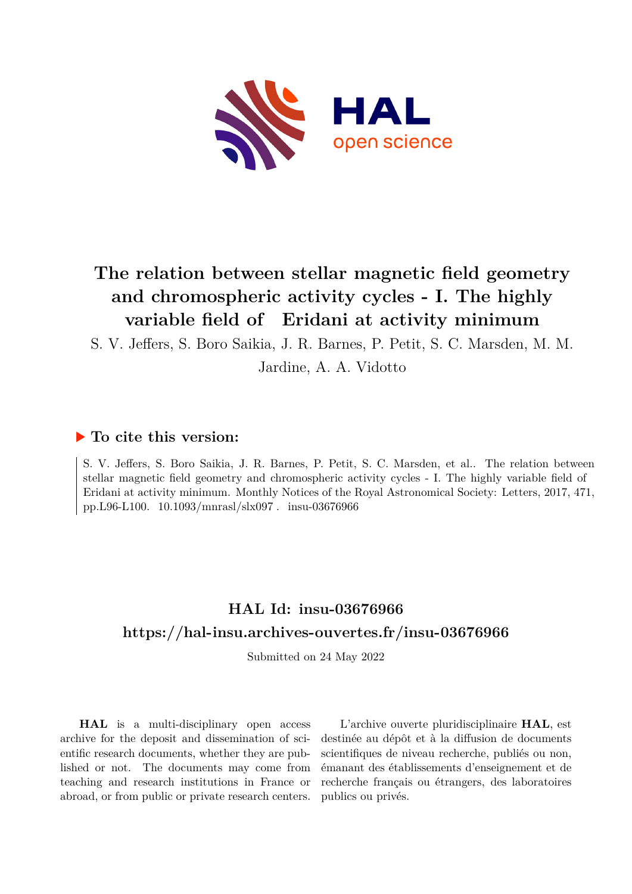# The relation between stellar magnetic field geometry and chromospheric activity cycles - I. The highly variable field of Eridani at activity minimum

S. V. Jeffers, S. Boro Saikia, J. R. Barnes, P. Petit, S. C. Marsden, M. M. Jardine, A. A. Vidotto

## ▶ To cite this version:

S. V. Jeffers, S. Boro Saikia, J. R. Barnes, P. Petit, S. C. Marsden, et al.. The relation between stellar magnetic field geometry and chromospheric activity cycles - I. The highly variable field of Eridani at activity minimum. Monthly Notices of the Royal Astronomical Society: Letters, 2017, 471, pp.L96-L100. 10.1093/mnrasl/slx097. insu-03676966

## HAL Id: insu-03676966

## https://hal-insu.archives-ouvertes.fr/insu-03676966

Submitted on 24 May 2022

**HAL** is a multi-disciplinary open access archive for the deposit and dissemination of scientific research documents, whether they are published or not. The documents may come from teaching and research institutions in France or abroad, or from public or private research centers.

L'archive ouverte pluridisciplinaire **HAL**, est destinée au dépôt et à la diffusion de documents scientifiques de niveau recherche, publiés ou non, émanant des établissements d'enseignement et de recherche français ou étrangers, des laboratoires publics ou privés.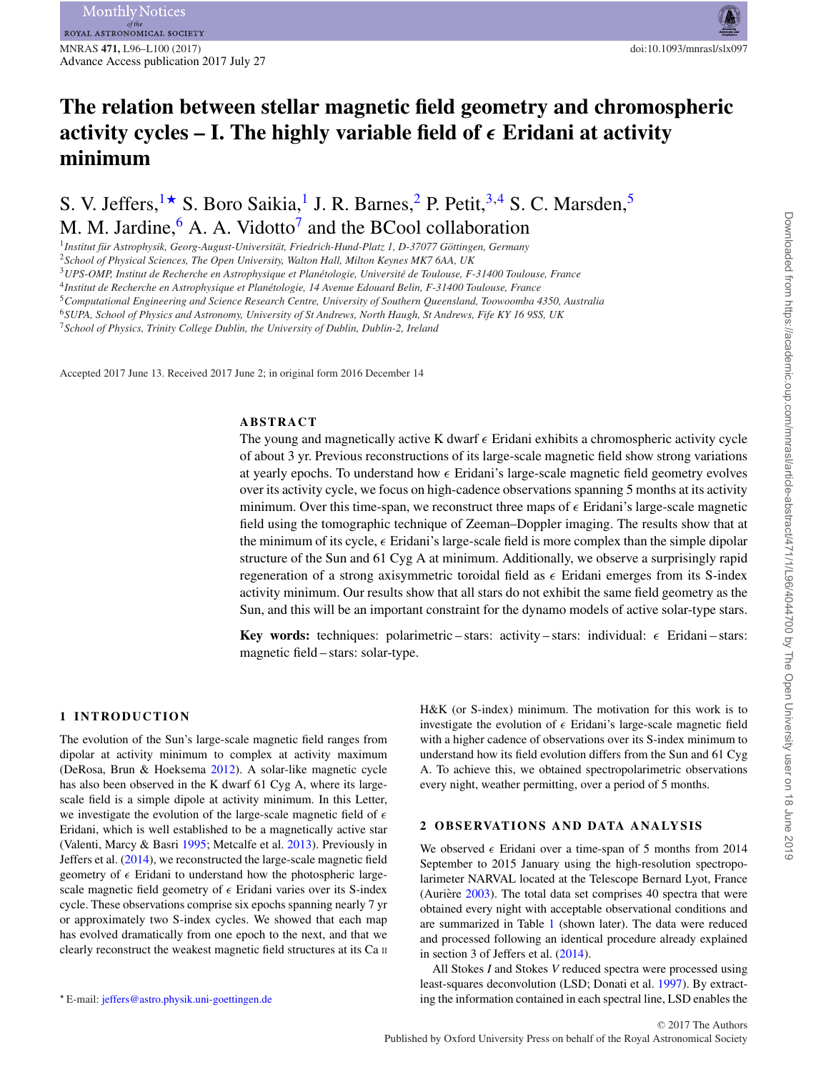# The relation between stellar magnetic field geometry and chromospheric activity cycles – I. The highly variable field of $\epsilon$ Eridani at activity minimum

S. V. Jeffers,[1★] S. Boro Saikia,[1] J. R. Barnes,[2] P. Petit,[3,4] S. C. Marsden,[5] M. M. Jardine,[6] A. A. Vidotto[7] and the BCool collaboration

[1]Institut für Astrophysik, Georg-August-Universität, Friedrich-Hund-Platz 1, D-37077 Göttingen, Germany
[2]School of Physical Sciences, The Open University, Walton Hall, Milton Keynes MK7 6AA, UK
[3]UPS-OMP, Institut de Recherche en Astrophysique et Planétologie, Université de Toulouse, F-31400 Toulouse, France
[4]Institut de Recherche en Astrophysique et Planétologie, 14 Avenue Edouard Belin, F-31400 Toulouse, France
[5]Computational Engineering and Science Research Centre, University of Southern Queensland, Toowoomba 4350, Australia
[6]SUPA, School of Physics and Astronomy, University of St Andrews, North Haugh, St Andrews, Fife KY 16 9SS, UK
[7]School of Physics, Trinity College Dublin, the University of Dublin, Dublin-2, Ireland

Accepted 2017 June 13. Received 2017 June 2; in original form 2016 December 14

## ABSTRACT

The young and magnetically active K dwarf $\epsilon$ Eridani exhibits a chromospheric activity cycle of about 3 yr. Previous reconstructions of its large-scale magnetic field show strong variations at yearly epochs. To understand how $\epsilon$ Eridani's large-scale magnetic field geometry evolves over its activity cycle, we focus on high-cadence observations spanning 5 months at its activity minimum. Over this time-span, we reconstruct three maps of $\epsilon$ Eridani's large-scale magnetic field using the tomographic technique of Zeeman–Doppler imaging. The results show that at the minimum of its cycle, $\epsilon$ Eridani's large-scale field is more complex than the simple dipolar structure of the Sun and 61 Cyg A at minimum. Additionally, we observe a surprisingly rapid regeneration of a strong axisymmetric toroidal field as $\epsilon$ Eridani emerges from its S-index activity minimum. Our results show that all stars do not exhibit the same field geometry as the Sun, and this will be an important constraint for the dynamo models of active solar-type stars.

**Key words:** techniques: polarimetric – stars: activity – stars: individual: $\epsilon$ Eridani – stars: magnetic field – stars: solar-type.

## 1 INTRODUCTION

The evolution of the Sun's large-scale magnetic field ranges from dipolar at activity minimum to complex at activity maximum (DeRosa, Brun & Hoeksema 2012). A solar-like magnetic cycle has also been observed in the K dwarf 61 Cyg A, where its large-scale field is a simple dipole at activity minimum. In this Letter, we investigate the evolution of the large-scale magnetic field of $\epsilon$ Eridani, which is well established to be a magnetically active star (Valenti, Marcy & Basri 1995; Metcalfe et al. 2013). Previously in Jeffers et al. (2014), we reconstructed the large-scale magnetic field geometry of $\epsilon$ Eridani to understand how the photospheric large-scale magnetic field geometry of $\epsilon$ Eridani varies over its S-index cycle. These observations comprise six epochs spanning nearly 7 yr or approximately two S-index cycles. We showed that each map has evolved dramatically from one epoch to the next, and that we clearly reconstruct the weakest magnetic field structures at its Ca II H&K (or S-index) minimum. The motivation for this work is to investigate the evolution of $\epsilon$ Eridani's large-scale magnetic field with a higher cadence of observations over its S-index minimum to understand how its field evolution differs from the Sun and 61 Cyg A. To achieve this, we obtained spectropolarimetric observations every night, weather permitting, over a period of 5 months.

## 2 OBSERVATIONS AND DATA ANALYSIS

We observed $\epsilon$ Eridani over a time-span of 5 months from 2014 September to 2015 January using the high-resolution spectropolarimeter NARVAL located at the Telescope Bernard Lyot, France (Aurière 2003). The total data set comprises 40 spectra that were obtained every night with acceptable observational conditions and are summarized in Table 1 (shown later). The data were reduced and processed following an identical procedure already explained in section 3 of Jeffers et al. (2014).

All Stokes *I* and Stokes *V* reduced spectra were processed using least-squares deconvolution (LSD; Donati et al. 1997). By extracting the information contained in each spectral line, LSD enables the

★ E-mail: jeffers@astro.physik.uni-goettingen.de

© 2017 The Authors
Published by Oxford University Press on behalf of the Royal Astronomical Society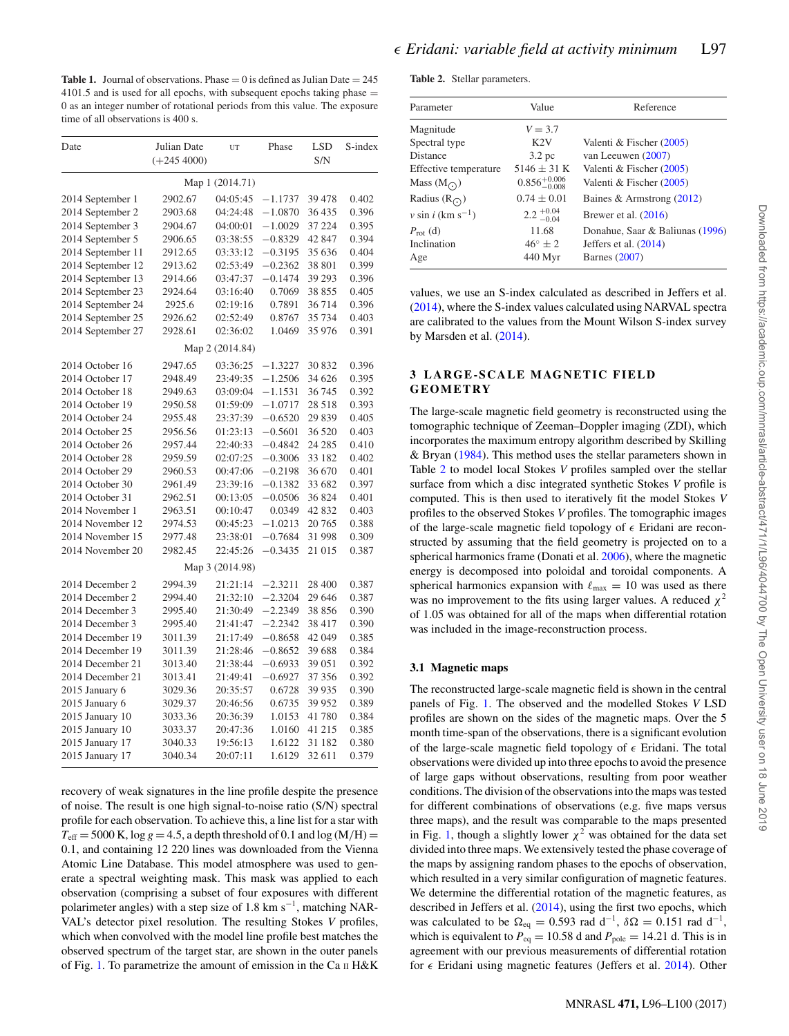**Table 1.** Journal of observations. Phase = 0 is defined as Julian Date = 245 4101.5 and is used for all epochs, with subsequent epochs taking phase = 0 as an integer number of rotational periods from this value. The exposure time of all observations is 400 s.

| Date | Julian Date (+245 4000) | UT | Phase | LSD S/N | S-index |
|---|---|---|---|---|---|
| | | Map 1 (2014.71) | | | |
| 2014 September 1 | 2902.67 | 04:05:45 | −1.1737 | 39 478 | 0.402 |
| 2014 September 2 | 2903.68 | 04:24:48 | −1.0870 | 36 435 | 0.396 |
| 2014 September 3 | 2904.67 | 04:00:01 | −1.0029 | 37 224 | 0.395 |
| 2014 September 5 | 2906.65 | 03:38:55 | −0.8329 | 42 847 | 0.394 |
| 2014 September 11 | 2912.65 | 03:33:12 | −0.3195 | 35 636 | 0.404 |
| 2014 September 12 | 2913.62 | 02:53:49 | −0.2362 | 38 801 | 0.399 |
| 2014 September 13 | 2914.66 | 03:47:37 | −0.1474 | 39 293 | 0.396 |
| 2014 September 23 | 2924.64 | 03:16:40 | 0.7069 | 38 855 | 0.405 |
| 2014 September 24 | 2925.6 | 02:19:16 | 0.7891 | 36 714 | 0.396 |
| 2014 September 25 | 2926.62 | 02:52:49 | 0.8767 | 35 734 | 0.403 |
| 2014 September 27 | 2928.61 | 02:36:02 | 1.0469 | 35 976 | 0.391 |
| | | Map 2 (2014.84) | | | |
| 2014 October 16 | 2947.65 | 03:36:25 | −1.3227 | 30 832 | 0.396 |
| 2014 October 17 | 2948.49 | 23:49:35 | −1.2506 | 34 626 | 0.395 |
| 2014 October 18 | 2949.63 | 03:09:04 | −1.1531 | 36 745 | 0.392 |
| 2014 October 19 | 2950.58 | 01:59:09 | −1.0717 | 28 518 | 0.393 |
| 2014 October 24 | 2955.48 | 23:37:39 | −0.6520 | 29 839 | 0.405 |
| 2014 October 25 | 2956.56 | 01:23:13 | −0.5601 | 36 520 | 0.403 |
| 2014 October 26 | 2957.44 | 22:40:33 | −0.4842 | 24 285 | 0.410 |
| 2014 October 28 | 2959.59 | 02:07:25 | −0.3006 | 33 182 | 0.402 |
| 2014 October 29 | 2960.53 | 00:47:06 | −0.2198 | 36 670 | 0.401 |
| 2014 October 30 | 2961.49 | 23:39:16 | −0.1382 | 33 682 | 0.397 |
| 2014 October 31 | 2962.51 | 00:13:05 | −0.0506 | 36 824 | 0.401 |
| 2014 November 1 | 2963.51 | 00:10:47 | 0.0349 | 42 832 | 0.403 |
| 2014 November 12 | 2974.53 | 00:45:23 | −1.0213 | 20 765 | 0.388 |
| 2014 November 15 | 2977.48 | 23:38:01 | −0.7684 | 31 998 | 0.309 |
| 2014 November 20 | 2982.45 | 22:45:26 | −0.3435 | 21 015 | 0.387 |
| | | Map 3 (2014.98) | | | |
| 2014 December 2 | 2994.39 | 21:21:14 | −2.3211 | 28 400 | 0.387 |
| 2014 December 2 | 2994.40 | 21:32:10 | −2.3204 | 29 646 | 0.387 |
| 2014 December 3 | 2995.40 | 21:30:49 | −2.2349 | 38 856 | 0.390 |
| 2014 December 3 | 2995.40 | 21:41:47 | −2.2342 | 38 417 | 0.390 |
| 2014 December 19 | 3011.39 | 21:17:49 | −0.8658 | 42 049 | 0.385 |
| 2014 December 19 | 3011.39 | 21:28:46 | −0.8652 | 39 688 | 0.384 |
| 2014 December 21 | 3013.40 | 21:38:44 | −0.6933 | 39 051 | 0.392 |
| 2014 December 21 | 3013.41 | 21:49:41 | −0.6927 | 37 356 | 0.392 |
| 2015 January 6 | 3029.36 | 20:35:57 | 0.6728 | 39 935 | 0.390 |
| 2015 January 6 | 3029.37 | 20:46:56 | 0.6735 | 39 952 | 0.389 |
| 2015 January 10 | 3033.36 | 20:36:39 | 1.0153 | 41 780 | 0.384 |
| 2015 January 10 | 3033.37 | 20:47:36 | 1.0160 | 41 215 | 0.385 |
| 2015 January 17 | 3040.33 | 19:56:13 | 1.6122 | 31 182 | 0.380 |
| 2015 January 17 | 3040.34 | 20:07:11 | 1.6129 | 32 611 | 0.379 |

recovery of weak signatures in the line profile despite the presence of noise. The result is one high signal-to-noise ratio (S/N) spectral profile for each observation. To achieve this, a line list for a star with $T_{\rm eff} = 5000$ K, $\log g = 4.5$, a depth threshold of 0.1 and $\log{\rm (M/H)} = 0.1$, and containing 12 220 lines was downloaded from the Vienna Atomic Line Database. This model atmosphere was used to generate a spectral weighting mask. This mask was applied to each observation (comprising a subset of four exposures with different polarimeter angles) with a step size of 1.8 km s$^{-1}$, matching NARVAL's detector pixel resolution. The resulting Stokes *V* profiles, which when convolved with the model line profile best matches the observed spectrum of the target star, are shown in the outer panels of Fig. 1. To parametrize the amount of emission in the Ca II H&K values, we use an S-index calculated as described in Jeffers et al. (2014), where the S-index values calculated using NARVAL spectra are calibrated to the values from the Mount Wilson S-index survey by Marsden et al. (2014).

**Table 2.** Stellar parameters.

| Parameter | Value | Reference |
|---|---|---|
| Magnitude | $V = 3.7$ | |
| Spectral type | K2V | Valenti & Fischer (2005) |
| Distance | 3.2 pc | van Leeuwen (2007) |
| Effective temperature | 5146 ± 31 K | Valenti & Fischer (2005) |
| Mass ($\rm M_{\odot}$) | $0.856^{+0.006}_{-0.008}$ | Valenti & Fischer (2005) |
| Radius ($\rm R_{\odot}$) | 0.74 ± 0.01 | Baines & Armstrong (2012) |
| $v \sin i$ (km s$^{-1}$) | $2.2^{+0.04}_{-0.04}$ | Brewer et al. (2016) |
| $P_{\rm rot}$ (d) | 11.68 | Donahue, Saar & Baliunas (1996) |
| Inclination | 46° ± 2 | Jeffers et al. (2014) |
| Age | 440 Myr | Barnes (2007) |

## 3 LARGE-SCALE MAGNETIC FIELD GEOMETRY

The large-scale magnetic field geometry is reconstructed using the tomographic technique of Zeeman–Doppler imaging (ZDI), which incorporates the maximum entropy algorithm described by Skilling & Bryan (1984). This method uses the stellar parameters shown in Table 2 to model local Stokes *V* profiles sampled over the stellar surface from which a disc integrated synthetic Stokes *V* profile is computed. This is then used to iteratively fit the model Stokes *V* profiles to the observed Stokes *V* profiles. The tomographic images of the large-scale magnetic field topology of $\epsilon$ Eridani are reconstructed by assuming that the field geometry is projected on to a spherical harmonics frame (Donati et al. 2006), where the magnetic energy is decomposed into poloidal and toroidal components. A spherical harmonics expansion with $\ell_{\rm max} = 10$ was used as there was no improvement to the fits using larger values. A reduced $\chi^2$ of 1.05 was obtained for all of the maps when differential rotation was included in the image-reconstruction process.

### 3.1 Magnetic maps

The reconstructed large-scale magnetic field is shown in the central panels of Fig. 1. The observed and the modelled Stokes *V* LSD profiles are shown on the sides of the magnetic maps. Over the 5 month time-span of the observations, there is a significant evolution of the large-scale magnetic field topology of $\epsilon$ Eridani. The total observations were divided up into three epochs to avoid the presence of large gaps without observations, resulting from poor weather conditions. The division of the observations into the maps was tested for different combinations of observations (e.g. five maps versus three maps), and the result was comparable to the maps presented in Fig. 1, though a slightly lower $\chi^2$ was obtained for the data set divided into three maps. We extensively tested the phase coverage of the maps by assigning random phases to the epochs of observation, which resulted in a very similar configuration of magnetic features. We determine the differential rotation of the magnetic features, as described in Jeffers et al. (2014), using the first two epochs, which was calculated to be $\Omega_{\rm eq} = 0.593$ rad d$^{-1}$, $\delta\Omega = 0.151$ rad d$^{-1}$, which is equivalent to $P_{\rm eq} = 10.58$ d and $P_{\rm pole} = 14.21$ d. This is in agreement with our previous measurements of differential rotation for $\epsilon$ Eridani using magnetic features (Jeffers et al. 2014). Other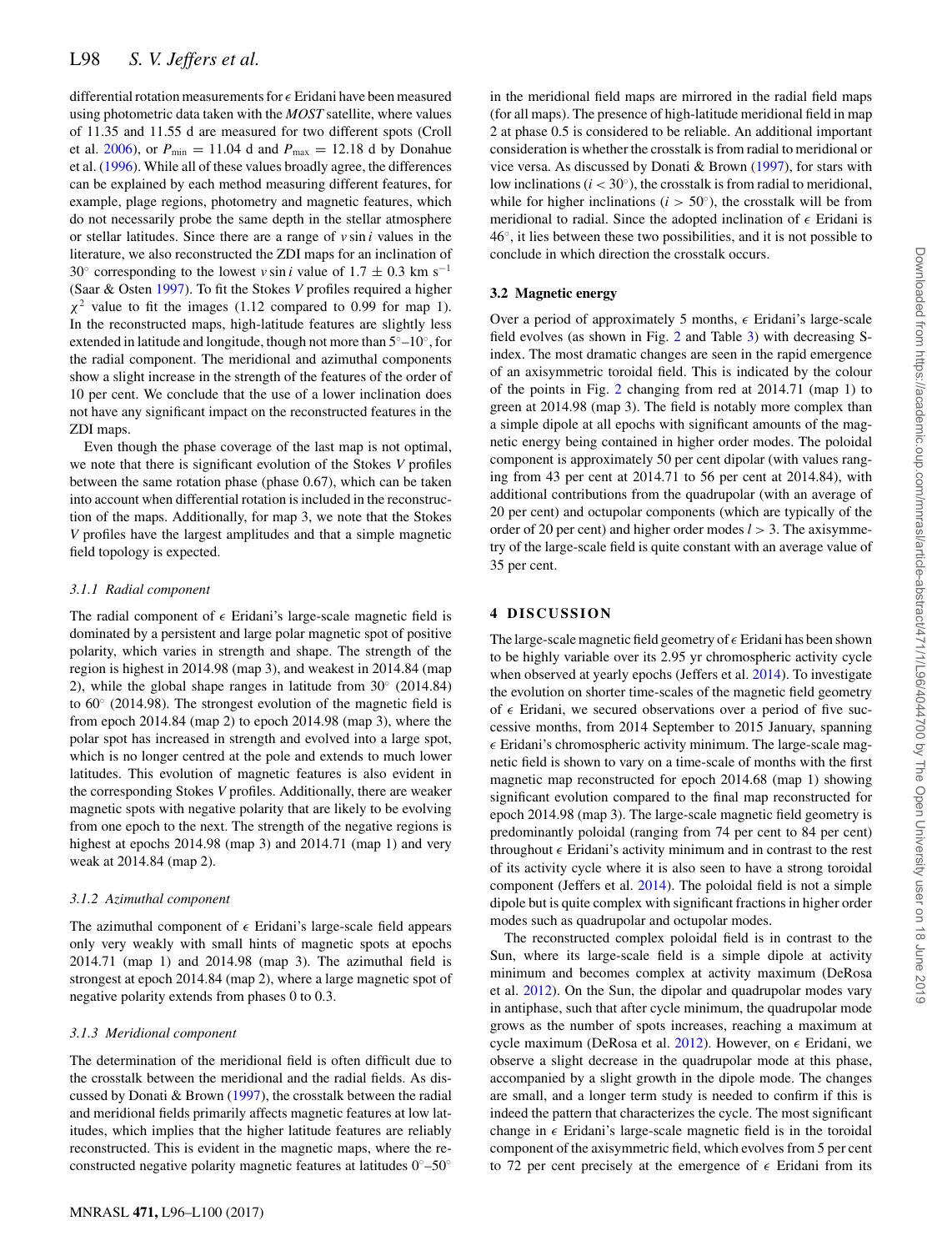differential rotation measurements for $\epsilon$ Eridani have been measured using photometric data taken with the *MOST* satellite, where values of 11.35 and 11.55 d are measured for two different spots (Croll et al. 2006), or $P_{\rm min} = 11.04$ d and $P_{\rm max} = 12.18$ d by Donahue et al. (1996). While all of these values broadly agree, the differences can be explained by each method measuring different features, for example, plage regions, photometry and magnetic features, which do not necessarily probe the same depth in the stellar atmosphere or stellar latitudes. Since there are a range of $v \sin i$ values in the literature, we also reconstructed the ZDI maps for an inclination of 30° corresponding to the lowest $v \sin i$ value of $1.7 \pm 0.3$ km s$^{-1}$ (Saar & Osten 1997). To fit the Stokes *V* profiles required a higher $\chi^2$ value to fit the images (1.12 compared to 0.99 for map 1). In the reconstructed maps, high-latitude features are slightly less extended in latitude and longitude, though not more than 5°–10°, for the radial component. The meridional and azimuthal components show a slight increase in the strength of the features of the order of 10 per cent. We conclude that the use of a lower inclination does not have any significant impact on the reconstructed features in the ZDI maps.

Even though the phase coverage of the last map is not optimal, we note that there is significant evolution of the Stokes *V* profiles between the same rotation phase (phase 0.67), which can be taken into account when differential rotation is included in the reconstruction of the maps. Additionally, for map 3, we note that the Stokes *V* profiles have the largest amplitudes and that a simple magnetic field topology is expected.

#### 3.1.1 Radial component

The radial component of $\epsilon$ Eridani's large-scale magnetic field is dominated by a persistent and large polar magnetic spot of positive polarity, which varies in strength and shape. The strength of the region is highest in 2014.98 (map 3), and weakest in 2014.84 (map 2), while the global shape ranges in latitude from 30° (2014.84) to 60° (2014.98). The strongest evolution of the magnetic field is from epoch 2014.84 (map 2) to epoch 2014.98 (map 3), where the polar spot has increased in strength and evolved into a large spot, which is no longer centred at the pole and extends to much lower latitudes. This evolution of magnetic features is also evident in the corresponding Stokes *V* profiles. Additionally, there are weaker magnetic spots with negative polarity that are likely to be evolving from one epoch to the next. The strength of the negative regions is highest at epochs 2014.98 (map 3) and 2014.71 (map 1) and very weak at 2014.84 (map 2).

#### 3.1.2 Azimuthal component

The azimuthal component of $\epsilon$ Eridani's large-scale field appears only very weakly with small hints of magnetic spots at epochs 2014.71 (map 1) and 2014.98 (map 3). The azimuthal field is strongest at epoch 2014.84 (map 2), where a large magnetic spot of negative polarity extends from phases 0 to 0.3.

#### 3.1.3 Meridional component

The determination of the meridional field is often difficult due to the crosstalk between the meridional and the radial fields. As discussed by Donati & Brown (1997), the crosstalk between the radial and meridional fields primarily affects magnetic features at low latitudes, which implies that the higher latitude features are reliably reconstructed. This is evident in the magnetic maps, where the reconstructed negative polarity magnetic features at latitudes 0°–50° in the meridional field maps are mirrored in the radial field maps (for all maps). The presence of high-latitude meridional field in map 2 at phase 0.5 is considered to be reliable. An additional important consideration is whether the crosstalk is from radial to meridional or vice versa. As discussed by Donati & Brown (1997), for stars with low inclinations ($i < 30°$), the crosstalk is from radial to meridional, while for higher inclinations ($i > 50°$), the crosstalk will be from meridional to radial. Since the adopted inclination of $\epsilon$ Eridani is 46°, it lies between these two possibilities, and it is not possible to conclude in which direction the crosstalk occurs.

### 3.2 Magnetic energy

Over a period of approximately 5 months, $\epsilon$ Eridani's large-scale field evolves (as shown in Fig. 2 and Table 3) with decreasing S-index. The most dramatic changes are seen in the rapid emergence of an axisymmetric toroidal field. This is indicated by the colour of the points in Fig. 2 changing from red at 2014.71 (map 1) to green at 2014.98 (map 3). The field is notably more complex than a simple dipole at all epochs with significant amounts of the magnetic energy being contained in higher order modes. The poloidal component is approximately 50 per cent dipolar (with values ranging from 43 per cent at 2014.71 to 56 per cent at 2014.84), with additional contributions from the quadrupolar (with an average of 20 per cent) and octupolar components (which are typically of the order of 20 per cent) and higher order modes $l > 3$. The axisymmetry of the large-scale field is quite constant with an average value of 35 per cent.

## 4 DISCUSSION

The large-scale magnetic field geometry of $\epsilon$ Eridani has been shown to be highly variable over its 2.95 yr chromospheric activity cycle when observed at yearly epochs (Jeffers et al. 2014). To investigate the evolution on shorter time-scales of the magnetic field geometry of $\epsilon$ Eridani, we secured observations over a period of five successive months, from 2014 September to 2015 January, spanning $\epsilon$ Eridani's chromospheric activity minimum. The large-scale magnetic field is shown to vary on a time-scale of months with the first magnetic map reconstructed for epoch 2014.68 (map 1) showing significant evolution compared to the final map reconstructed for epoch 2014.98 (map 3). The large-scale magnetic field geometry is predominantly poloidal (ranging from 74 per cent to 84 per cent) throughout $\epsilon$ Eridani's activity minimum and in contrast to the rest of its activity cycle where it is also seen to have a strong toroidal component (Jeffers et al. 2014). The poloidal field is not a simple dipole but is quite complex with significant fractions in higher order modes such as quadrupolar and octupolar modes.

The reconstructed complex poloidal field is in contrast to the Sun, where its large-scale field is a simple dipole at activity minimum and becomes complex at activity maximum (DeRosa et al. 2012). On the Sun, the dipolar and quadrupolar modes vary in antiphase, such that after cycle minimum, the quadrupolar mode grows as the number of spots increases, reaching a maximum at cycle maximum (DeRosa et al. 2012). However, on $\epsilon$ Eridani, we observe a slight decrease in the quadrupolar mode at this phase, accompanied by a slight growth in the dipole mode. The changes are small, and a longer term study is needed to confirm if this is indeed the pattern that characterizes the cycle. The most significant change in $\epsilon$ Eridani's large-scale magnetic field is in the toroidal component of the axisymmetric field, which evolves from 5 per cent to 72 per cent precisely at the emergence of $\epsilon$ Eridani from its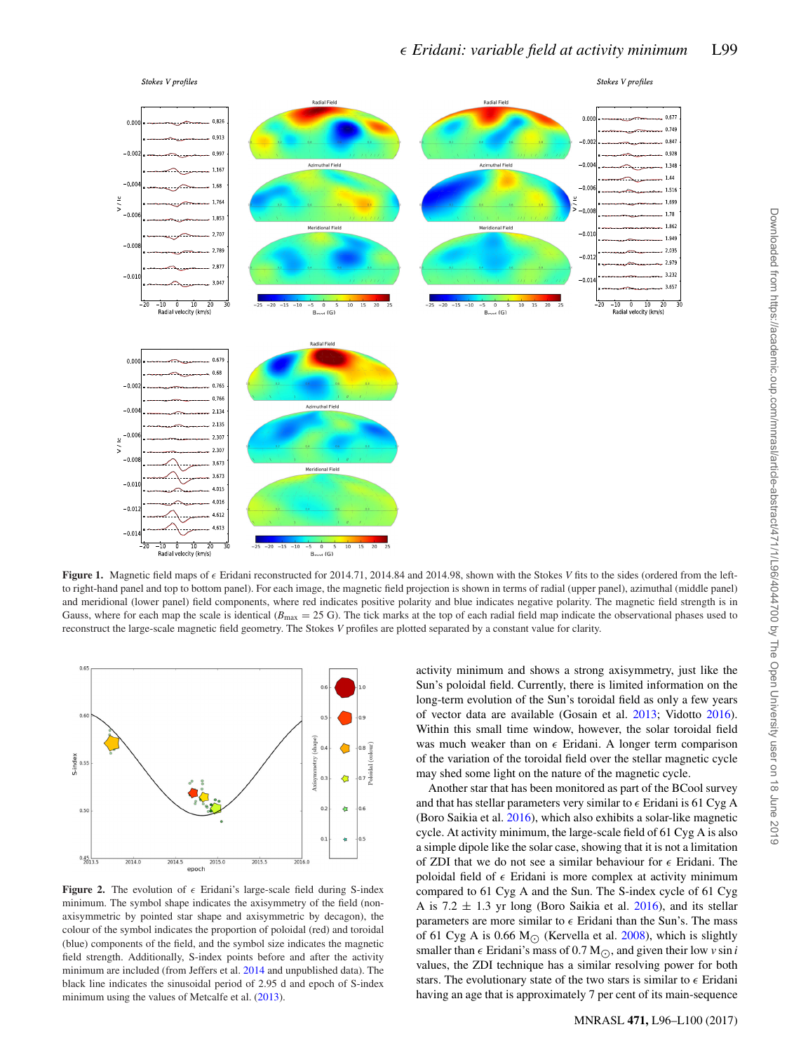**Figure 1.** Magnetic field maps of $\epsilon$ Eridani reconstructed for 2014.71, 2014.84 and 2014.98, shown with the Stokes $V$ fits to the sides (ordered from the left- to right-hand panel and top to bottom panel). For each image, the magnetic field projection is shown in terms of radial (upper panel), azimuthal (middle panel) and meridional (lower panel) field components, where red indicates positive polarity and blue indicates negative polarity. The magnetic field strength is in Gauss, where for each map the scale is identical ($B_{\rm max}$ = 25 G). The tick marks at the top of each radial field map indicate the observational phases used to reconstruct the large-scale magnetic field geometry. The Stokes $V$ profiles are plotted separated by a constant value for clarity.

**Figure 2.** The evolution of $\epsilon$ Eridani's large-scale field during S-index minimum. The symbol shape indicates the axisymmetry of the field (non-axisymmetric by pointed star shape and axisymmetric by decagon), the colour of the symbol indicates the proportion of poloidal (red) and toroidal (blue) components of the field, and the symbol size indicates the magnetic field strength. Additionally, S-index points before and after the activity minimum are included (from Jeffers et al. 2014 and unpublished data). The black line indicates the sinusoidal period of 2.95 d and epoch of S-index minimum using the values of Metcalfe et al. (2013).

activity minimum and shows a strong axisymmetry, just like the Sun's poloidal field. Currently, there is limited information on the long-term evolution of the Sun's toroidal field as only a few years of vector data are available (Gosain et al. 2013; Vidotto 2016). Within this small time window, however, the solar toroidal field was much weaker than on $\epsilon$ Eridani. A longer term comparison of the variation of the toroidal field over the stellar magnetic cycle may shed some light on the nature of the magnetic cycle.

Another star that has been monitored as part of the BCool survey and that has stellar parameters very similar to $\epsilon$ Eridani is 61 Cyg A (Boro Saikia et al. 2016), which also exhibits a solar-like magnetic cycle. At activity minimum, the large-scale field of 61 Cyg A is also a simple dipole like the solar case, showing that it is not a limitation of ZDI that we do not see a similar behaviour for $\epsilon$ Eridani. The poloidal field of $\epsilon$ Eridani is more complex at activity minimum compared to 61 Cyg A and the Sun. The S-index cycle of 61 Cyg A is 7.2 ± 1.3 yr long (Boro Saikia et al. 2016), and its stellar parameters are more similar to $\epsilon$ Eridani than the Sun's. The mass of 61 Cyg A is 0.66 $M_\odot$ (Kervella et al. 2008), which is slightly smaller than $\epsilon$ Eridani's mass of 0.7 $M_\odot$, and given their low $v \sin i$ values, the ZDI technique has a similar resolving power for both stars. The evolutionary state of the two stars is similar to $\epsilon$ Eridani having an age that is approximately 7 per cent of its main-sequence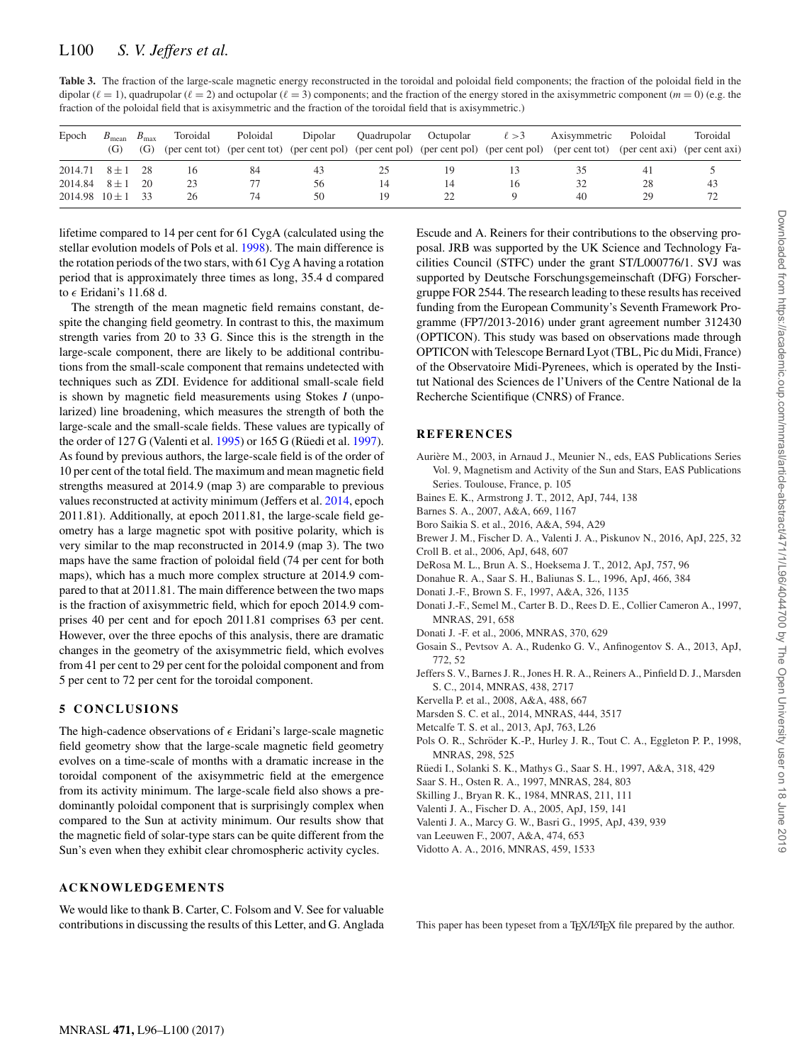**Table 3.** The fraction of the large-scale magnetic energy reconstructed in the toroidal and poloidal field components; the fraction of the poloidal field in the dipolar ($\ell = 1$), quadrupolar ($\ell = 2$) and octupolar ($\ell = 3$) components; and the fraction of the energy stored in the axisymmetric component ($m = 0$) (e.g. the fraction of the poloidal field that is axisymmetric and the fraction of the toroidal field that is axisymmetric.)

| Epoch | $B_{\rm mean}$ (G) | $B_{\rm max}$ (G) | Toroidal (per cent tot) | Poloidal (per cent tot) | Dipolar (per cent pol) | Quadrupolar (per cent pol) | Octupolar (per cent pol) | $\ell > 3$ (per cent pol) | Axisymmetric (per cent tot) | Poloidal (per cent axi) | Toroidal (per cent axi) |
|---|---|---|---|---|---|---|---|---|---|---|---|
| 2014.71 | $8 \pm 1$ | 28 | 16 | 84 | 43 | 25 | 19 | 13 | 35 | 41 | 5 |
| 2014.84 | $8 \pm 1$ | 20 | 23 | 77 | 56 | 14 | 14 | 16 | 32 | 28 | 43 |
| 2014.98 | $10 \pm 1$ | 33 | 26 | 74 | 50 | 19 | 22 | 9 | 40 | 29 | 72 |

lifetime compared to 14 per cent for 61 CygA (calculated using the stellar evolution models of Pols et al. 1998). The main difference is the rotation periods of the two stars, with 61 Cyg A having a rotation period that is approximately three times as long, 35.4 d compared to $\epsilon$ Eridani's 11.68 d.

The strength of the mean magnetic field remains constant, despite the changing field geometry. In contrast to this, the maximum strength varies from 20 to 33 G. Since this is the strength in the large-scale component, there are likely to be additional contributions from the small-scale component that remains undetected with techniques such as ZDI. Evidence for additional small-scale field is shown by magnetic field measurements using Stokes *I* (unpolarized) line broadening, which measures the strength of both the large-scale and the small-scale fields. These values are typically of the order of 127 G (Valenti et al. 1995) or 165 G (Rüedi et al. 1997). As found by previous authors, the large-scale field is of the order of 10 per cent of the total field. The maximum and mean magnetic field strengths measured at 2014.9 (map 3) are comparable to previous values reconstructed at activity minimum (Jeffers et al. 2014, epoch 2011.81). Additionally, at epoch 2011.81, the large-scale field geometry has a large magnetic spot with positive polarity, which is very similar to the map reconstructed in 2014.9 (map 3). The two maps have the same fraction of poloidal field (74 per cent for both maps), which has a much more complex structure at 2014.9 compared to that at 2011.81. The main difference between the two maps is the fraction of axisymmetric field, which for epoch 2014.9 comprises 40 per cent and for epoch 2011.81 comprises 63 per cent. However, over the three epochs of this analysis, there are dramatic changes in the geometry of the axisymmetric field, which evolves from 41 per cent to 29 per cent for the poloidal component and from 5 per cent to 72 per cent for the toroidal component.

## 5 CONCLUSIONS

The high-cadence observations of $\epsilon$ Eridani's large-scale magnetic field geometry show that the large-scale magnetic field geometry evolves on a time-scale of months with a dramatic increase in the toroidal component of the axisymmetric field at the emergence from its activity minimum. The large-scale field also shows a predominantly poloidal component that is surprisingly complex when compared to the Sun at activity minimum. Our results show that the magnetic field of solar-type stars can be quite different from the Sun's even when they exhibit clear chromospheric activity cycles.

## ACKNOWLEDGEMENTS

We would like to thank B. Carter, C. Folsom and V. See for valuable contributions in discussing the results of this Letter, and G. Anglada Escude and A. Reiners for their contributions to the observing proposal. JRB was supported by the UK Science and Technology Facilities Council (STFC) under the grant ST/L000776/1. SVJ was supported by Deutsche Forschungsgemeinschaft (DFG) Forschergruppe FOR 2544. The research leading to these results has received funding from the European Community's Seventh Framework Programme (FP7/2013-2016) under grant agreement number 312430 (OPTICON). This study was based on observations made through OPTICON with Telescope Bernard Lyot (TBL, Pic du Midi, France) of the Observatoire Midi-Pyrenees, which is operated by the Institut National des Sciences de l'Univers of the Centre National de la Recherche Scientifique (CNRS) of France.

## REFERENCES

Aurière M., 2003, in Arnaud J., Meunier N., eds, EAS Publications Series Vol. 9, Magnetism and Activity of the Sun and Stars, EAS Publications Series. Toulouse, France, p. 105
Baines E. K., Armstrong J. T., 2012, ApJ, 744, 138
Barnes S. A., 2007, A&A, 669, 1167
Boro Saikia S. et al., 2016, A&A, 594, A29
Brewer J. M., Fischer D. A., Valenti J. A., Piskunov N., 2016, ApJ, 225, 32
Croll B. et al., 2006, ApJ, 648, 607
DeRosa M. L., Brun A. S., Hoeksema J. T., 2012, ApJ, 757, 96
Donahue R. A., Saar S. H., Baliunas S. L., 1996, ApJ, 466, 384
Donati J.-F., Brown S. F., 1997, A&A, 326, 1135
Donati J.-F., Semel M., Carter B. D., Rees D. E., Collier Cameron A., 1997, MNRAS, 291, 658
Donati J. -F. et al., 2006, MNRAS, 370, 629
Gosain S., Pevtsov A. A., Rudenko G. V., Anfinogentov S. A., 2013, ApJ, 772, 52
Jeffers S. V., Barnes J. R., Jones H. R. A., Reiners A., Pinfield D. J., Marsden S. C., 2014, MNRAS, 438, 2717
Kervella P. et al., 2008, A&A, 488, 667
Marsden S. C. et al., 2014, MNRAS, 444, 3517
Metcalfe T. S. et al., 2013, ApJ, 763, L26
Pols O. R., Schröder K.-P., Hurley J. R., Tout C. A., Eggleton P. P., 1998, MNRAS, 298, 525
Rüedi I., Solanki S. K., Mathys G., Saar S. H., 1997, A&A, 318, 429
Saar S. H., Osten R. A., 1997, MNRAS, 284, 803
Skilling J., Bryan R. K., 1984, MNRAS, 211, 111
Valenti J. A., Fischer D. A., 2005, ApJ, 159, 141
Valenti J. A., Marcy G. W., Basri G., 1995, ApJ, 439, 939
van Leeuwen F., 2007, A&A, 474, 653
Vidotto A. A., 2016, MNRAS, 459, 1533

This paper has been typeset from a TEX/LATEX file prepared by the author.